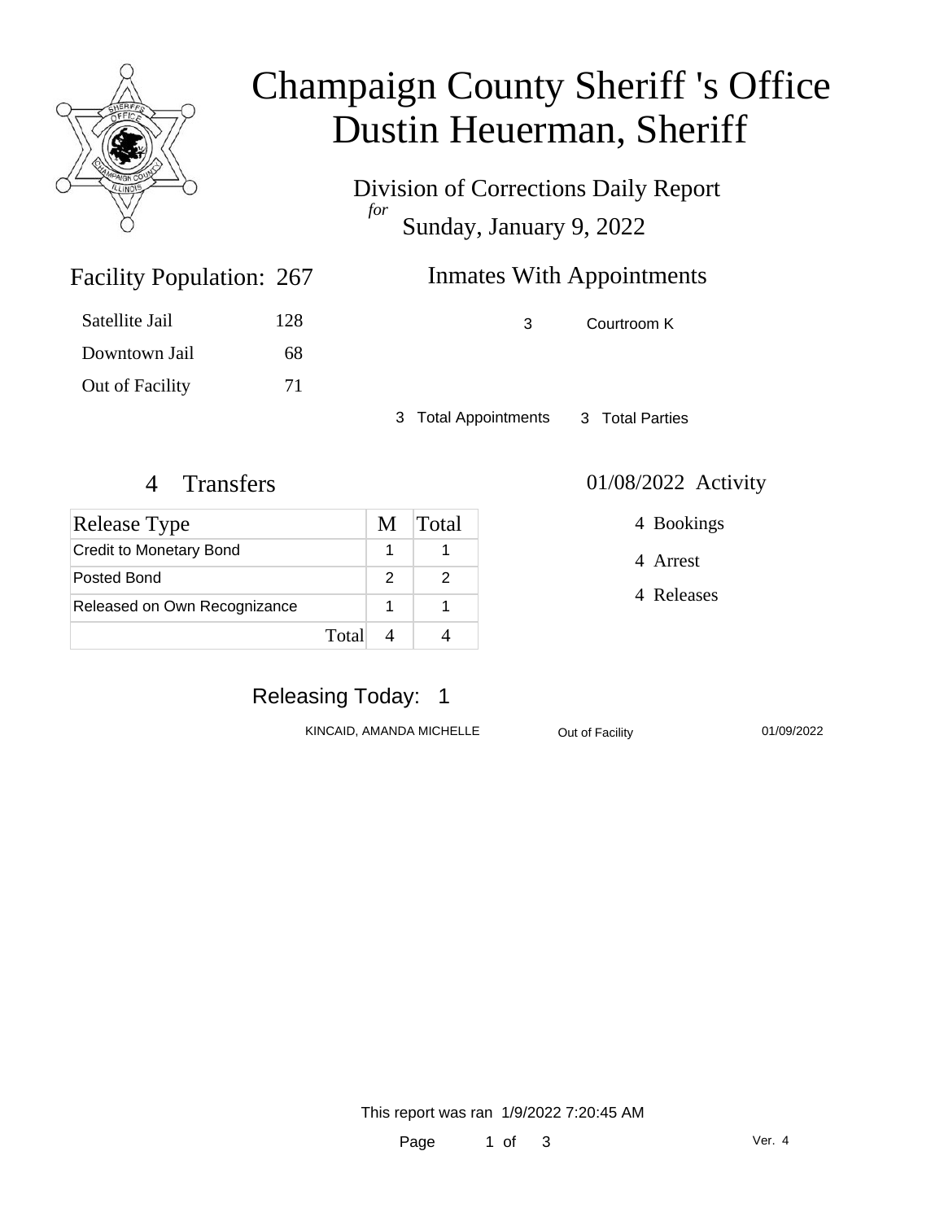# Champaign County Sheriff 's Office
# Dustin Heuerman, Sheriff

Division of Corrections Daily Report
*for*
Sunday, January 9, 2022

## Facility Population: 267

| | |
|---|---|
| Satellite Jail | 128 |
| Downtown Jail | 68 |
| Out of Facility | 71 |

## Inmates With Appointments

| | |
|---|---|
| 3 | Courtroom K |

3 Total Appointments 3 Total Parties

## 4 Transfers

| Release Type | M | Total |
|---|---|---|
| Credit to Monetary Bond | 1 | 1 |
| Posted Bond | 2 | 2 |
| Released on Own Recognizance | 1 | 1 |
| Total | 4 | 4 |

## 01/08/2022 Activity

4 Bookings

4 Arrest

4 Releases

## Releasing Today: 1

| | | |
|---|---|---|
| KINCAID, AMANDA MICHELLE | Out of Facility | 01/09/2022 |

This report was ran 1/9/2022 7:20:45 AM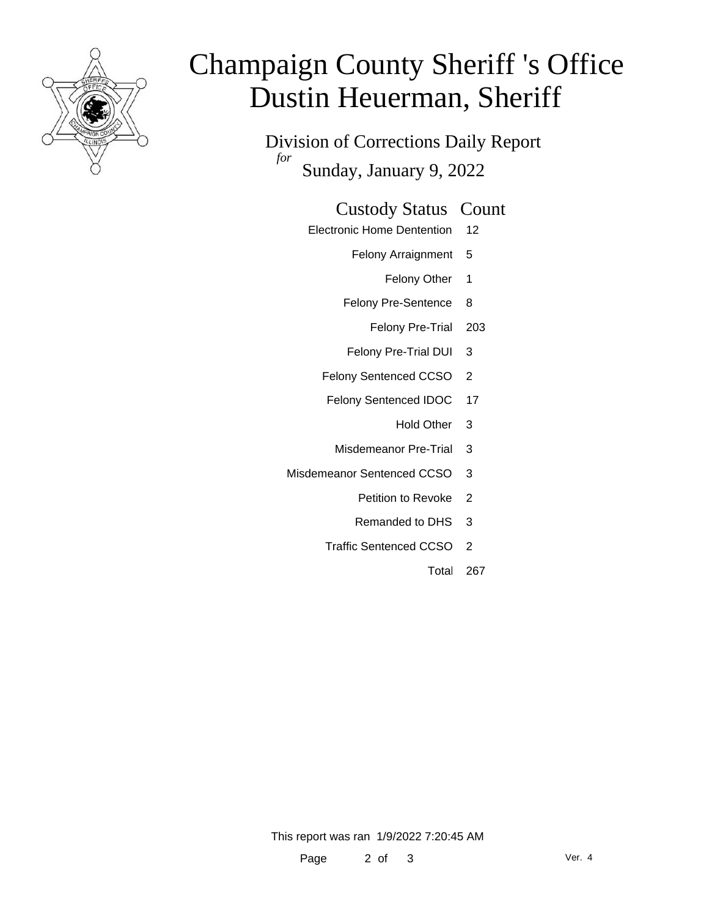# Champaign County Sheriff 's Office
# Dustin Heuerman, Sheriff

## Division of Corrections Daily Report

*for* Sunday, January 9, 2022

| Custody Status | Count |
|---|---|
| Electronic Home Dentention | 12 |
| Felony Arraignment | 5 |
| Felony Other | 1 |
| Felony Pre-Sentence | 8 |
| Felony Pre-Trial | 203 |
| Felony Pre-Trial DUI | 3 |
| Felony Sentenced CCSO | 2 |
| Felony Sentenced IDOC | 17 |
| Hold Other | 3 |
| Misdemeanor Pre-Trial | 3 |
| Misdemeanor Sentenced CCSO | 3 |
| Petition to Revoke | 2 |
| Remanded to DHS | 3 |
| Traffic Sentenced CCSO | 2 |
| Total | 267 |

This report was ran 1/9/2022 7:20:45 AM

Ver. 4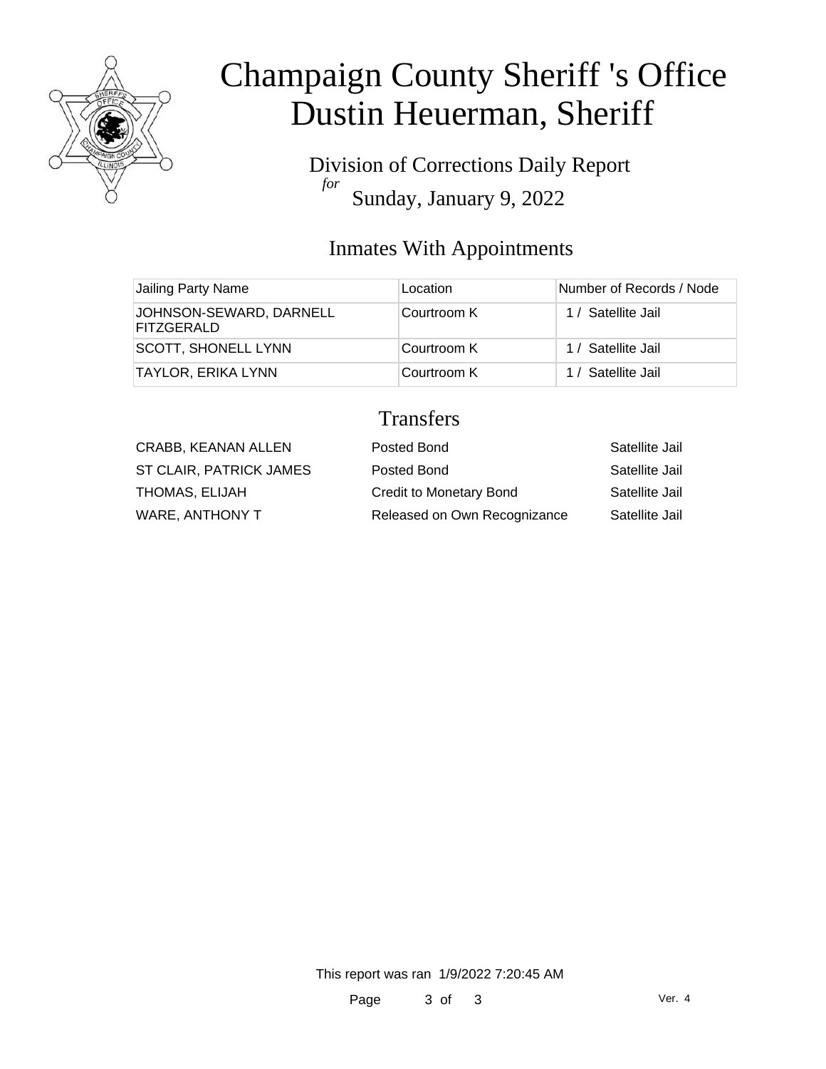# Champaign County Sheriff 's Office
# Dustin Heuerman, Sheriff

Division of Corrections Daily Report

*for*

Sunday, January 9, 2022

## Inmates With Appointments

| Jailing Party Name | Location | Number of Records / Node |
|---|---|---|
| JOHNSON-SEWARD, DARNELL FITZGERALD | Courtroom K | 1 / Satellite Jail |
| SCOTT, SHONELL LYNN | Courtroom K | 1 / Satellite Jail |
| TAYLOR, ERIKA LYNN | Courtroom K | 1 / Satellite Jail |

## Transfers

| | | |
|---|---|---|
| CRABB, KEANAN ALLEN | Posted Bond | Satellite Jail |
| ST CLAIR, PATRICK JAMES | Posted Bond | Satellite Jail |
| THOMAS, ELIJAH | Credit to Monetary Bond | Satellite Jail |
| WARE, ANTHONY T | Released on Own Recognizance | Satellite Jail |

This report was ran 1/9/2022 7:20:45 AM

Ver. 4